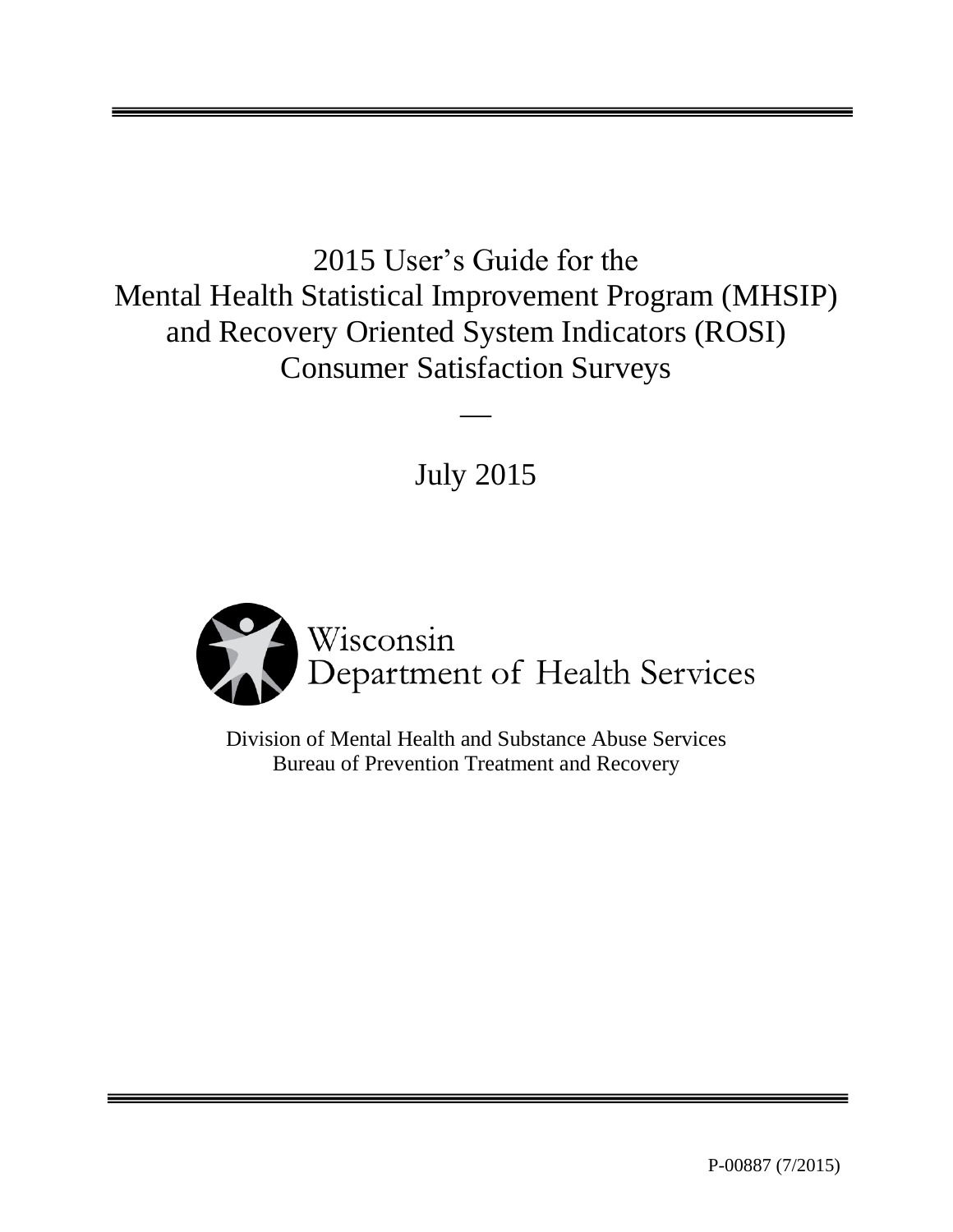# 2015 User's Guide for the Mental Health Statistical Improvement Program (MHSIP) and Recovery Oriented System Indicators (ROSI) Consumer Satisfaction Surveys

—

July 2015

Wisconsin Department of Health Services

Division of Mental Health and Substance Abuse Services
Bureau of Prevention Treatment and Recovery

P-00887 (7/2015)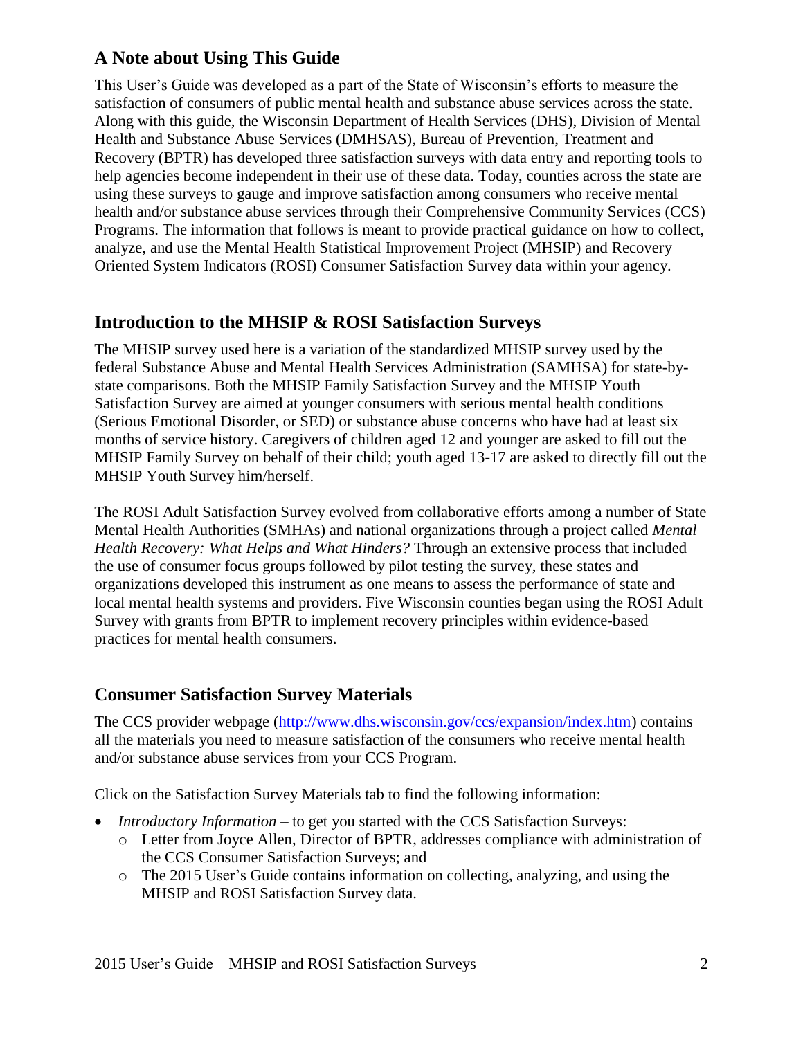## A Note about Using This Guide

This User's Guide was developed as a part of the State of Wisconsin's efforts to measure the satisfaction of consumers of public mental health and substance abuse services across the state. Along with this guide, the Wisconsin Department of Health Services (DHS), Division of Mental Health and Substance Abuse Services (DMHSAS), Bureau of Prevention, Treatment and Recovery (BPTR) has developed three satisfaction surveys with data entry and reporting tools to help agencies become independent in their use of these data. Today, counties across the state are using these surveys to gauge and improve satisfaction among consumers who receive mental health and/or substance abuse services through their Comprehensive Community Services (CCS) Programs. The information that follows is meant to provide practical guidance on how to collect, analyze, and use the Mental Health Statistical Improvement Project (MHSIP) and Recovery Oriented System Indicators (ROSI) Consumer Satisfaction Survey data within your agency.

## Introduction to the MHSIP & ROSI Satisfaction Surveys

The MHSIP survey used here is a variation of the standardized MHSIP survey used by the federal Substance Abuse and Mental Health Services Administration (SAMHSA) for state-by-state comparisons. Both the MHSIP Family Satisfaction Survey and the MHSIP Youth Satisfaction Survey are aimed at younger consumers with serious mental health conditions (Serious Emotional Disorder, or SED) or substance abuse concerns who have had at least six months of service history. Caregivers of children aged 12 and younger are asked to fill out the MHSIP Family Survey on behalf of their child; youth aged 13-17 are asked to directly fill out the MHSIP Youth Survey him/herself.

The ROSI Adult Satisfaction Survey evolved from collaborative efforts among a number of State Mental Health Authorities (SMHAs) and national organizations through a project called *Mental Health Recovery: What Helps and What Hinders?* Through an extensive process that included the use of consumer focus groups followed by pilot testing the survey, these states and organizations developed this instrument as one means to assess the performance of state and local mental health systems and providers. Five Wisconsin counties began using the ROSI Adult Survey with grants from BPTR to implement recovery principles within evidence-based practices for mental health consumers.

## Consumer Satisfaction Survey Materials

The CCS provider webpage (http://www.dhs.wisconsin.gov/ccs/expansion/index.htm) contains all the materials you need to measure satisfaction of the consumers who receive mental health and/or substance abuse services from your CCS Program.

Click on the Satisfaction Survey Materials tab to find the following information:

- *Introductory Information* – to get you started with the CCS Satisfaction Surveys:
  - Letter from Joyce Allen, Director of BPTR, addresses compliance with administration of the CCS Consumer Satisfaction Surveys; and
  - The 2015 User's Guide contains information on collecting, analyzing, and using the MHSIP and ROSI Satisfaction Survey data.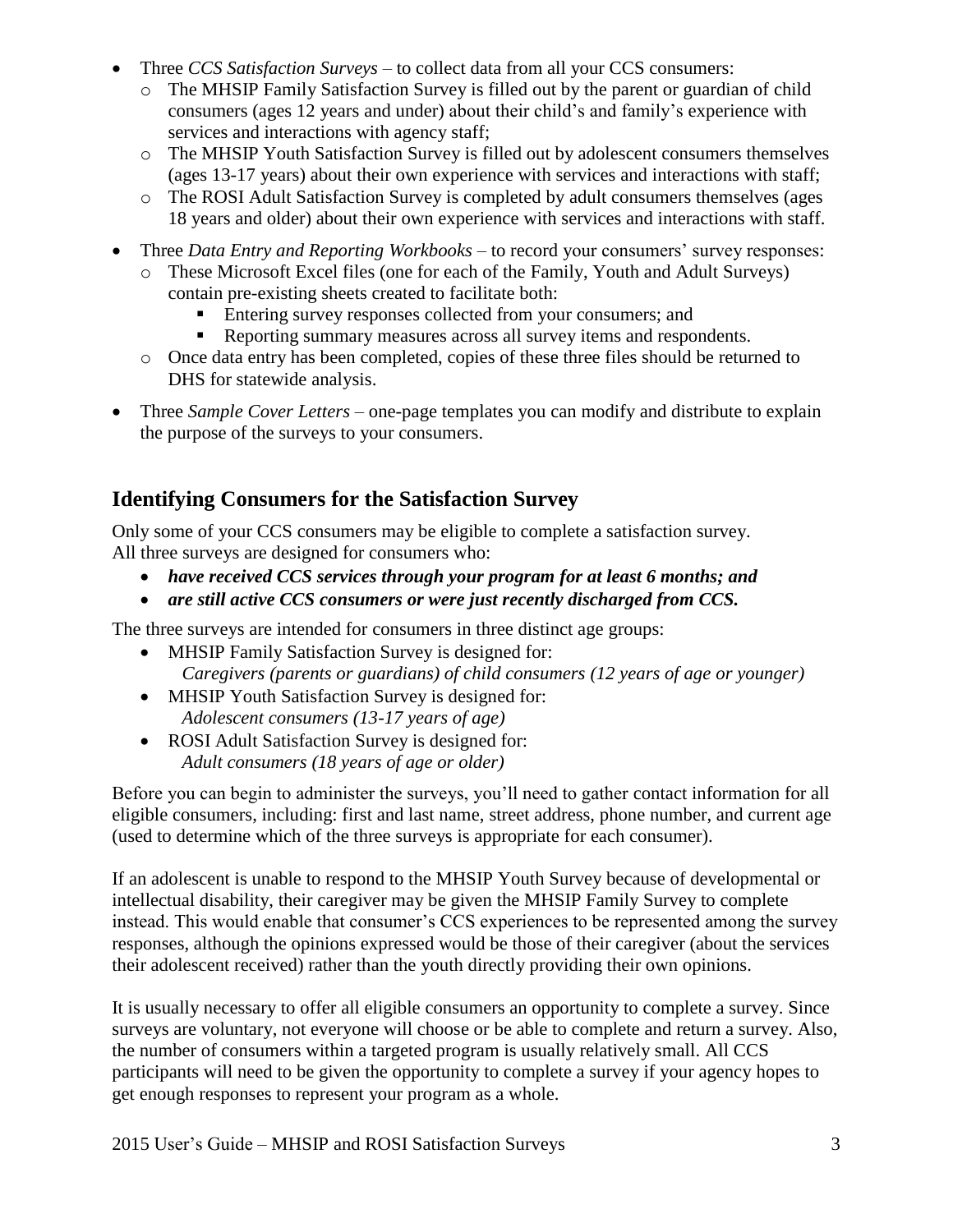- Three *CCS Satisfaction Surveys* – to collect data from all your CCS consumers:
  - The MHSIP Family Satisfaction Survey is filled out by the parent or guardian of child consumers (ages 12 years and under) about their child's and family's experience with services and interactions with agency staff;
  - The MHSIP Youth Satisfaction Survey is filled out by adolescent consumers themselves (ages 13-17 years) about their own experience with services and interactions with staff;
  - The ROSI Adult Satisfaction Survey is completed by adult consumers themselves (ages 18 years and older) about their own experience with services and interactions with staff.
- Three *Data Entry and Reporting Workbooks* – to record your consumers' survey responses:
  - These Microsoft Excel files (one for each of the Family, Youth and Adult Surveys) contain pre-existing sheets created to facilitate both:
    - Entering survey responses collected from your consumers; and
    - Reporting summary measures across all survey items and respondents.
  - Once data entry has been completed, copies of these three files should be returned to DHS for statewide analysis.
- Three *Sample Cover Letters* – one-page templates you can modify and distribute to explain the purpose of the surveys to your consumers.

## Identifying Consumers for the Satisfaction Survey

Only some of your CCS consumers may be eligible to complete a satisfaction survey. All three surveys are designed for consumers who:

- ***have received CCS services through your program for at least 6 months; and***
- ***are still active CCS consumers or were just recently discharged from CCS.***

The three surveys are intended for consumers in three distinct age groups:

- MHSIP Family Satisfaction Survey is designed for:
  *Caregivers (parents or guardians) of child consumers (12 years of age or younger)*
- MHSIP Youth Satisfaction Survey is designed for:
  *Adolescent consumers (13-17 years of age)*
- ROSI Adult Satisfaction Survey is designed for:
  *Adult consumers (18 years of age or older)*

Before you can begin to administer the surveys, you'll need to gather contact information for all eligible consumers, including: first and last name, street address, phone number, and current age (used to determine which of the three surveys is appropriate for each consumer).

If an adolescent is unable to respond to the MHSIP Youth Survey because of developmental or intellectual disability, their caregiver may be given the MHSIP Family Survey to complete instead. This would enable that consumer's CCS experiences to be represented among the survey responses, although the opinions expressed would be those of their caregiver (about the services their adolescent received) rather than the youth directly providing their own opinions.

It is usually necessary to offer all eligible consumers an opportunity to complete a survey. Since surveys are voluntary, not everyone will choose or be able to complete and return a survey. Also, the number of consumers within a targeted program is usually relatively small. All CCS participants will need to be given the opportunity to complete a survey if your agency hopes to get enough responses to represent your program as a whole.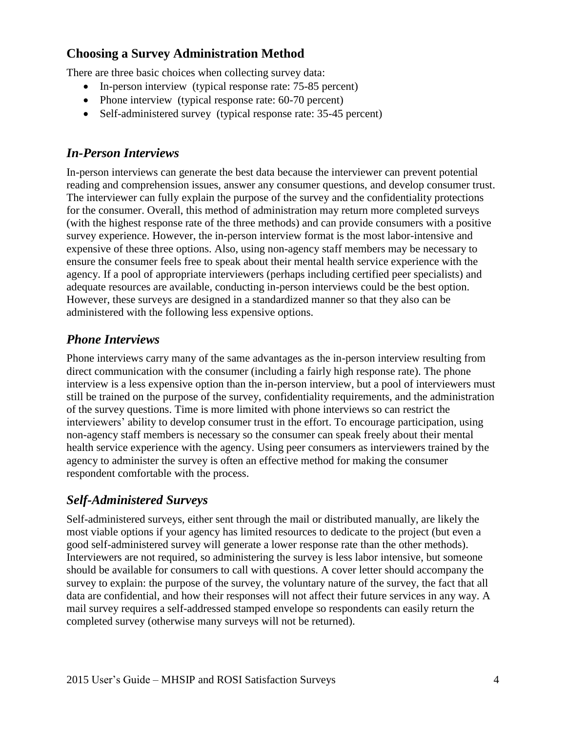## Choosing a Survey Administration Method

There are three basic choices when collecting survey data:

- In-person interview (typical response rate: 75-85 percent)
- Phone interview (typical response rate: 60-70 percent)
- Self-administered survey (typical response rate: 35-45 percent)

### *In-Person Interviews*

In-person interviews can generate the best data because the interviewer can prevent potential reading and comprehension issues, answer any consumer questions, and develop consumer trust. The interviewer can fully explain the purpose of the survey and the confidentiality protections for the consumer. Overall, this method of administration may return more completed surveys (with the highest response rate of the three methods) and can provide consumers with a positive survey experience. However, the in-person interview format is the most labor-intensive and expensive of these three options. Also, using non-agency staff members may be necessary to ensure the consumer feels free to speak about their mental health service experience with the agency. If a pool of appropriate interviewers (perhaps including certified peer specialists) and adequate resources are available, conducting in-person interviews could be the best option. However, these surveys are designed in a standardized manner so that they also can be administered with the following less expensive options.

### *Phone Interviews*

Phone interviews carry many of the same advantages as the in-person interview resulting from direct communication with the consumer (including a fairly high response rate). The phone interview is a less expensive option than the in-person interview, but a pool of interviewers must still be trained on the purpose of the survey, confidentiality requirements, and the administration of the survey questions. Time is more limited with phone interviews so can restrict the interviewers' ability to develop consumer trust in the effort. To encourage participation, using non-agency staff members is necessary so the consumer can speak freely about their mental health service experience with the agency. Using peer consumers as interviewers trained by the agency to administer the survey is often an effective method for making the consumer respondent comfortable with the process.

### *Self-Administered Surveys*

Self-administered surveys, either sent through the mail or distributed manually, are likely the most viable options if your agency has limited resources to dedicate to the project (but even a good self-administered survey will generate a lower response rate than the other methods). Interviewers are not required, so administering the survey is less labor intensive, but someone should be available for consumers to call with questions. A cover letter should accompany the survey to explain: the purpose of the survey, the voluntary nature of the survey, the fact that all data are confidential, and how their responses will not affect their future services in any way. A mail survey requires a self-addressed stamped envelope so respondents can easily return the completed survey (otherwise many surveys will not be returned).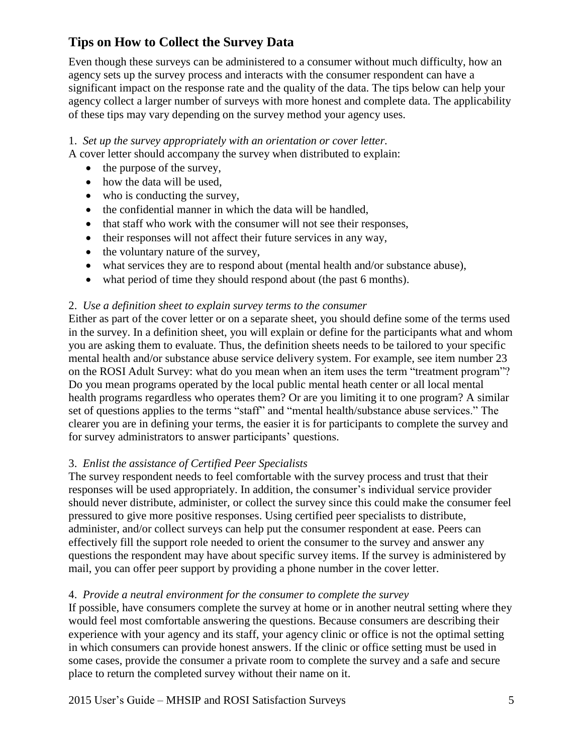## Tips on How to Collect the Survey Data

Even though these surveys can be administered to a consumer without much difficulty, how an agency sets up the survey process and interacts with the consumer respondent can have a significant impact on the response rate and the quality of the data. The tips below can help your agency collect a larger number of surveys with more honest and complete data. The applicability of these tips may vary depending on the survey method your agency uses.

1. *Set up the survey appropriately with an orientation or cover letter.*

A cover letter should accompany the survey when distributed to explain:

- the purpose of the survey,
- how the data will be used,
- who is conducting the survey,
- the confidential manner in which the data will be handled,
- that staff who work with the consumer will not see their responses,
- their responses will not affect their future services in any way,
- the voluntary nature of the survey,
- what services they are to respond about (mental health and/or substance abuse),
- what period of time they should respond about (the past 6 months).

2. *Use a definition sheet to explain survey terms to the consumer*

Either as part of the cover letter or on a separate sheet, you should define some of the terms used in the survey. In a definition sheet, you will explain or define for the participants what and whom you are asking them to evaluate. Thus, the definition sheets needs to be tailored to your specific mental health and/or substance abuse service delivery system. For example, see item number 23 on the ROSI Adult Survey: what do you mean when an item uses the term "treatment program"? Do you mean programs operated by the local public mental heath center or all local mental health programs regardless who operates them? Or are you limiting it to one program? A similar set of questions applies to the terms "staff" and "mental health/substance abuse services." The clearer you are in defining your terms, the easier it is for participants to complete the survey and for survey administrators to answer participants' questions.

3. *Enlist the assistance of Certified Peer Specialists*

The survey respondent needs to feel comfortable with the survey process and trust that their responses will be used appropriately. In addition, the consumer's individual service provider should never distribute, administer, or collect the survey since this could make the consumer feel pressured to give more positive responses. Using certified peer specialists to distribute, administer, and/or collect surveys can help put the consumer respondent at ease. Peers can effectively fill the support role needed to orient the consumer to the survey and answer any questions the respondent may have about specific survey items. If the survey is administered by mail, you can offer peer support by providing a phone number in the cover letter.

4. *Provide a neutral environment for the consumer to complete the survey*

If possible, have consumers complete the survey at home or in another neutral setting where they would feel most comfortable answering the questions. Because consumers are describing their experience with your agency and its staff, your agency clinic or office is not the optimal setting in which consumers can provide honest answers. If the clinic or office setting must be used in some cases, provide the consumer a private room to complete the survey and a safe and secure place to return the completed survey without their name on it.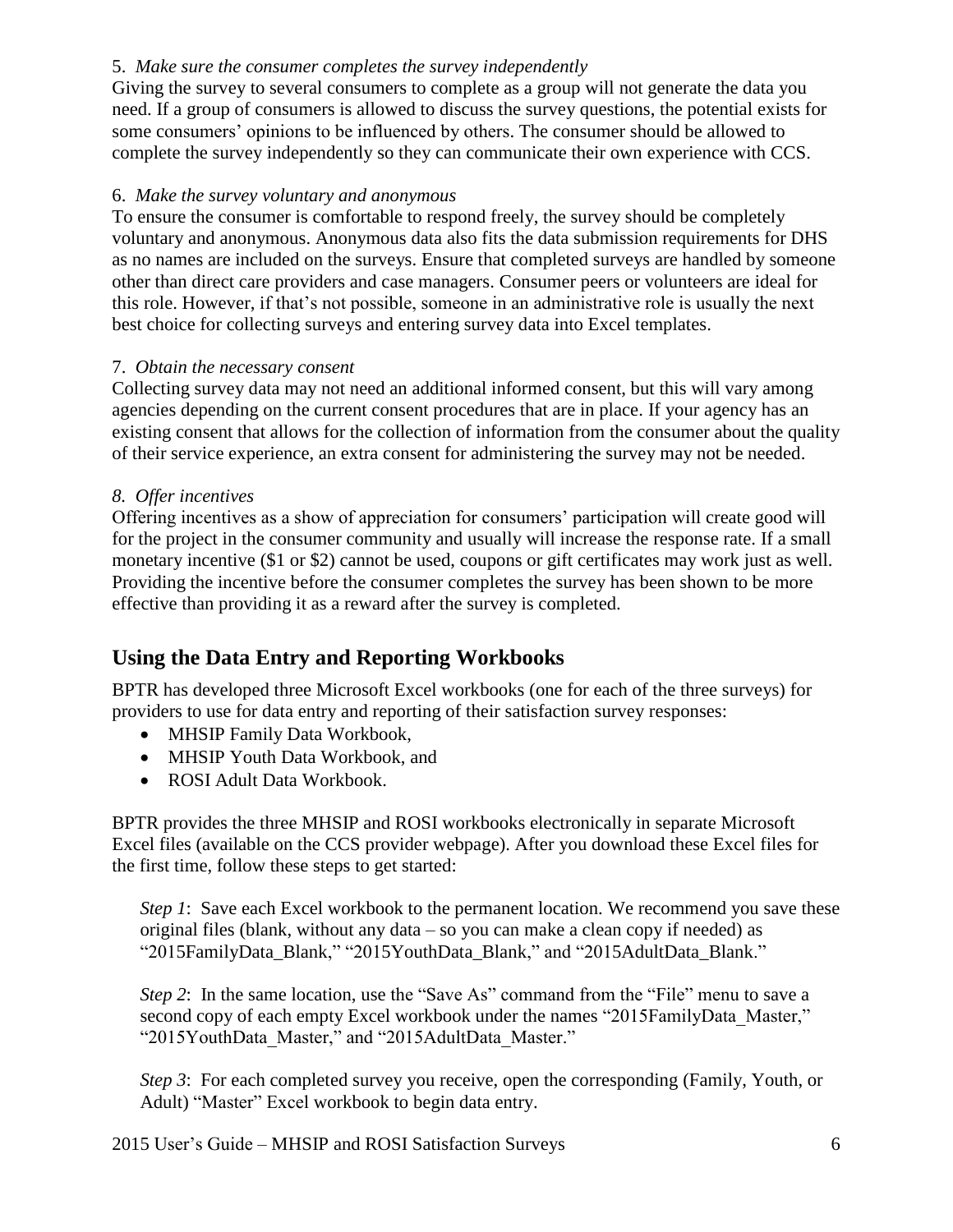5. *Make sure the consumer completes the survey independently*

Giving the survey to several consumers to complete as a group will not generate the data you need. If a group of consumers is allowed to discuss the survey questions, the potential exists for some consumers' opinions to be influenced by others. The consumer should be allowed to complete the survey independently so they can communicate their own experience with CCS.

6. *Make the survey voluntary and anonymous*

To ensure the consumer is comfortable to respond freely, the survey should be completely voluntary and anonymous. Anonymous data also fits the data submission requirements for DHS as no names are included on the surveys. Ensure that completed surveys are handled by someone other than direct care providers and case managers. Consumer peers or volunteers are ideal for this role. However, if that's not possible, someone in an administrative role is usually the next best choice for collecting surveys and entering survey data into Excel templates.

7. *Obtain the necessary consent*

Collecting survey data may not need an additional informed consent, but this will vary among agencies depending on the current consent procedures that are in place. If your agency has an existing consent that allows for the collection of information from the consumer about the quality of their service experience, an extra consent for administering the survey may not be needed.

*8. Offer incentives*

Offering incentives as a show of appreciation for consumers' participation will create good will for the project in the consumer community and usually will increase the response rate. If a small monetary incentive ($1 or $2) cannot be used, coupons or gift certificates may work just as well. Providing the incentive before the consumer completes the survey has been shown to be more effective than providing it as a reward after the survey is completed.

## Using the Data Entry and Reporting Workbooks

BPTR has developed three Microsoft Excel workbooks (one for each of the three surveys) for providers to use for data entry and reporting of their satisfaction survey responses:

- MHSIP Family Data Workbook,
- MHSIP Youth Data Workbook, and
- ROSI Adult Data Workbook.

BPTR provides the three MHSIP and ROSI workbooks electronically in separate Microsoft Excel files (available on the CCS provider webpage). After you download these Excel files for the first time, follow these steps to get started:

*Step 1*: Save each Excel workbook to the permanent location. We recommend you save these original files (blank, without any data – so you can make a clean copy if needed) as "2015FamilyData_Blank," "2015YouthData_Blank," and "2015AdultData_Blank."

*Step 2*: In the same location, use the "Save As" command from the "File" menu to save a second copy of each empty Excel workbook under the names "2015FamilyData_Master," "2015YouthData_Master," and "2015AdultData_Master."

*Step 3*: For each completed survey you receive, open the corresponding (Family, Youth, or Adult) "Master" Excel workbook to begin data entry.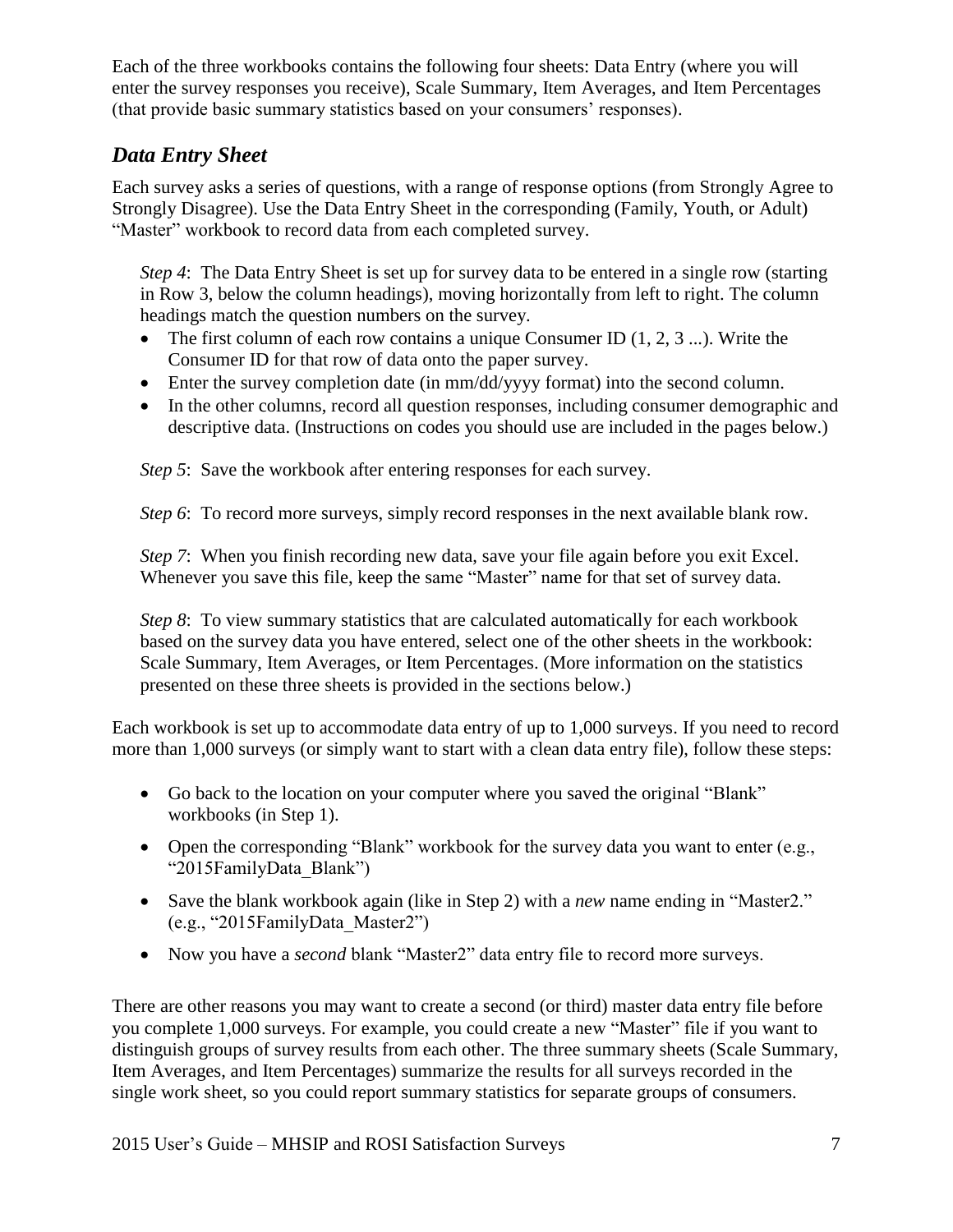Each of the three workbooks contains the following four sheets: Data Entry (where you will enter the survey responses you receive), Scale Summary, Item Averages, and Item Percentages (that provide basic summary statistics based on your consumers' responses).

### *Data Entry Sheet*

Each survey asks a series of questions, with a range of response options (from Strongly Agree to Strongly Disagree). Use the Data Entry Sheet in the corresponding (Family, Youth, or Adult) "Master" workbook to record data from each completed survey.

> *Step 4*: The Data Entry Sheet is set up for survey data to be entered in a single row (starting in Row 3, below the column headings), moving horizontally from left to right. The column headings match the question numbers on the survey.
>
> - The first column of each row contains a unique Consumer ID (1, 2, 3 ...). Write the Consumer ID for that row of data onto the paper survey.
> - Enter the survey completion date (in mm/dd/yyyy format) into the second column.
> - In the other columns, record all question responses, including consumer demographic and descriptive data. (Instructions on codes you should use are included in the pages below.)
>
> *Step 5*: Save the workbook after entering responses for each survey.
>
> *Step 6*: To record more surveys, simply record responses in the next available blank row.
>
> *Step 7*: When you finish recording new data, save your file again before you exit Excel. Whenever you save this file, keep the same "Master" name for that set of survey data.
>
> *Step 8*: To view summary statistics that are calculated automatically for each workbook based on the survey data you have entered, select one of the other sheets in the workbook: Scale Summary, Item Averages, or Item Percentages. (More information on the statistics presented on these three sheets is provided in the sections below.)

Each workbook is set up to accommodate data entry of up to 1,000 surveys. If you need to record more than 1,000 surveys (or simply want to start with a clean data entry file), follow these steps:

- Go back to the location on your computer where you saved the original "Blank" workbooks (in Step 1).
- Open the corresponding "Blank" workbook for the survey data you want to enter (e.g., "2015FamilyData_Blank")
- Save the blank workbook again (like in Step 2) with a *new* name ending in "Master2." (e.g., "2015FamilyData_Master2")
- Now you have a *second* blank "Master2" data entry file to record more surveys.

There are other reasons you may want to create a second (or third) master data entry file before you complete 1,000 surveys. For example, you could create a new "Master" file if you want to distinguish groups of survey results from each other. The three summary sheets (Scale Summary, Item Averages, and Item Percentages) summarize the results for all surveys recorded in the single work sheet, so you could report summary statistics for separate groups of consumers.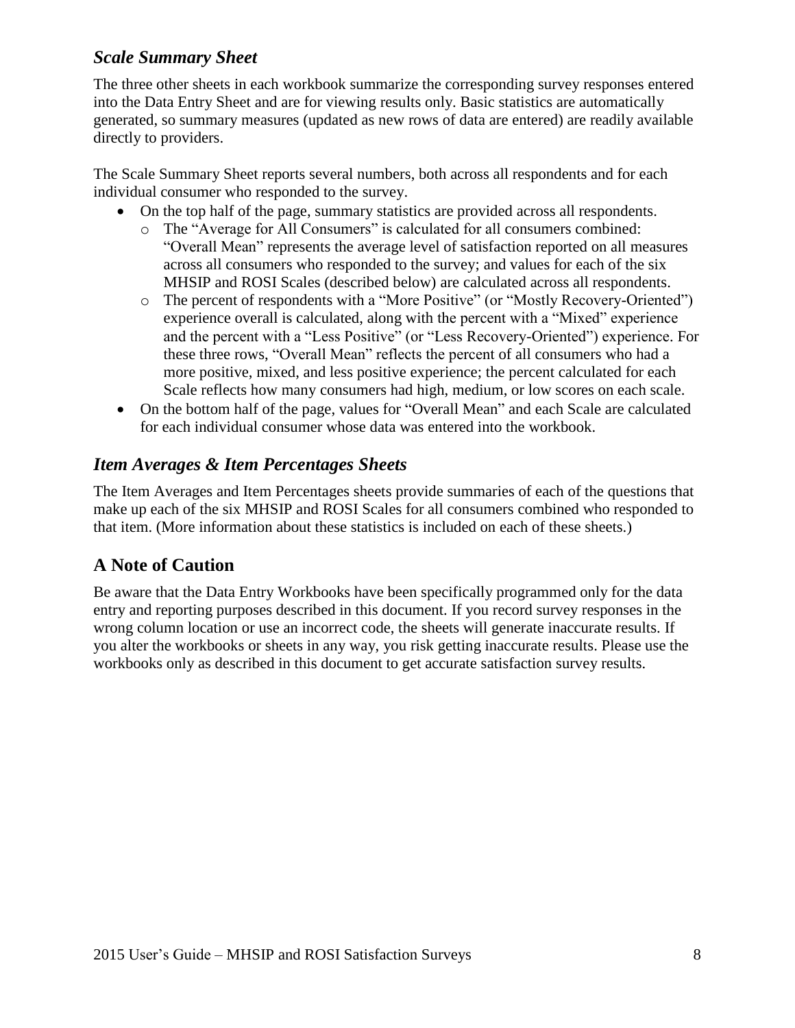### *Scale Summary Sheet*

The three other sheets in each workbook summarize the corresponding survey responses entered into the Data Entry Sheet and are for viewing results only. Basic statistics are automatically generated, so summary measures (updated as new rows of data are entered) are readily available directly to providers.

The Scale Summary Sheet reports several numbers, both across all respondents and for each individual consumer who responded to the survey.

- On the top half of the page, summary statistics are provided across all respondents.
  - The "Average for All Consumers" is calculated for all consumers combined: "Overall Mean" represents the average level of satisfaction reported on all measures across all consumers who responded to the survey; and values for each of the six MHSIP and ROSI Scales (described below) are calculated across all respondents.
  - The percent of respondents with a "More Positive" (or "Mostly Recovery-Oriented") experience overall is calculated, along with the percent with a "Mixed" experience and the percent with a "Less Positive" (or "Less Recovery-Oriented") experience. For these three rows, "Overall Mean" reflects the percent of all consumers who had a more positive, mixed, and less positive experience; the percent calculated for each Scale reflects how many consumers had high, medium, or low scores on each scale.
- On the bottom half of the page, values for "Overall Mean" and each Scale are calculated for each individual consumer whose data was entered into the workbook.

### *Item Averages & Item Percentages Sheets*

The Item Averages and Item Percentages sheets provide summaries of each of the questions that make up each of the six MHSIP and ROSI Scales for all consumers combined who responded to that item. (More information about these statistics is included on each of these sheets.)

## A Note of Caution

Be aware that the Data Entry Workbooks have been specifically programmed only for the data entry and reporting purposes described in this document. If you record survey responses in the wrong column location or use an incorrect code, the sheets will generate inaccurate results. If you alter the workbooks or sheets in any way, you risk getting inaccurate results. Please use the workbooks only as described in this document to get accurate satisfaction survey results.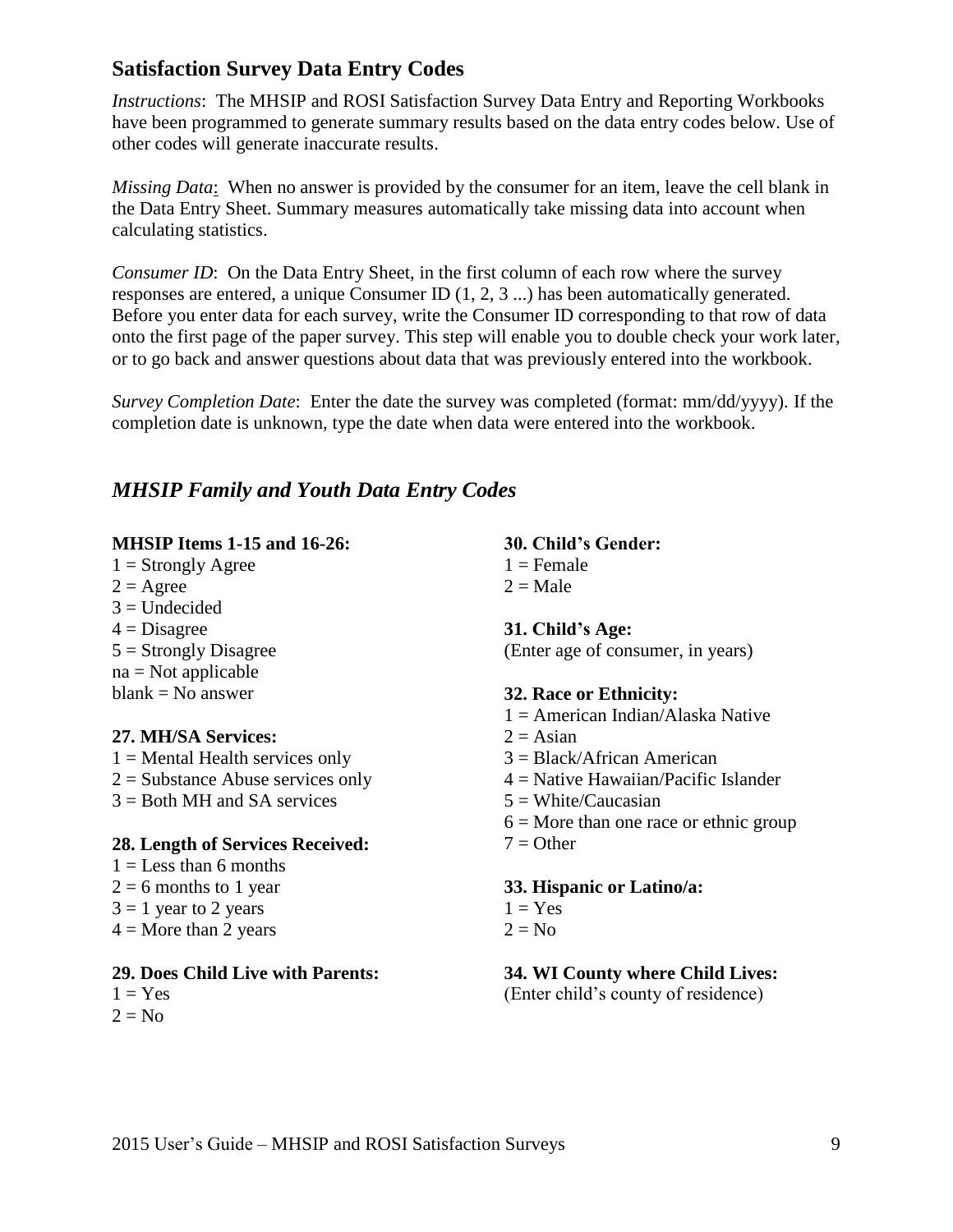## Satisfaction Survey Data Entry Codes

*Instructions*: The MHSIP and ROSI Satisfaction Survey Data Entry and Reporting Workbooks have been programmed to generate summary results based on the data entry codes below. Use of other codes will generate inaccurate results.

*Missing Data*: When no answer is provided by the consumer for an item, leave the cell blank in the Data Entry Sheet. Summary measures automatically take missing data into account when calculating statistics.

*Consumer ID*: On the Data Entry Sheet, in the first column of each row where the survey responses are entered, a unique Consumer ID (1, 2, 3 ...) has been automatically generated. Before you enter data for each survey, write the Consumer ID corresponding to that row of data onto the first page of the paper survey. This step will enable you to double check your work later, or to go back and answer questions about data that was previously entered into the workbook.

*Survey Completion Date*: Enter the date the survey was completed (format: mm/dd/yyyy). If the completion date is unknown, type the date when data were entered into the workbook.

### *MHSIP Family and Youth Data Entry Codes*

**MHSIP Items 1-15 and 16-26:**
1 = Strongly Agree
2 = Agree
3 = Undecided
4 = Disagree
5 = Strongly Disagree
na = Not applicable
blank = No answer

**27. MH/SA Services:**
1 = Mental Health services only
2 = Substance Abuse services only
3 = Both MH and SA services

**28. Length of Services Received:**
1 = Less than 6 months
2 = 6 months to 1 year
3 = 1 year to 2 years
4 = More than 2 years

**29. Does Child Live with Parents:**
1 = Yes
2 = No

**30. Child's Gender:**
1 = Female
2 = Male

**31. Child's Age:**
(Enter age of consumer, in years)

**32. Race or Ethnicity:**
1 = American Indian/Alaska Native
2 = Asian
3 = Black/African American
4 = Native Hawaiian/Pacific Islander
5 = White/Caucasian
6 = More than one race or ethnic group
7 = Other

**33. Hispanic or Latino/a:**
1 = Yes
2 = No

**34. WI County where Child Lives:**
(Enter child's county of residence)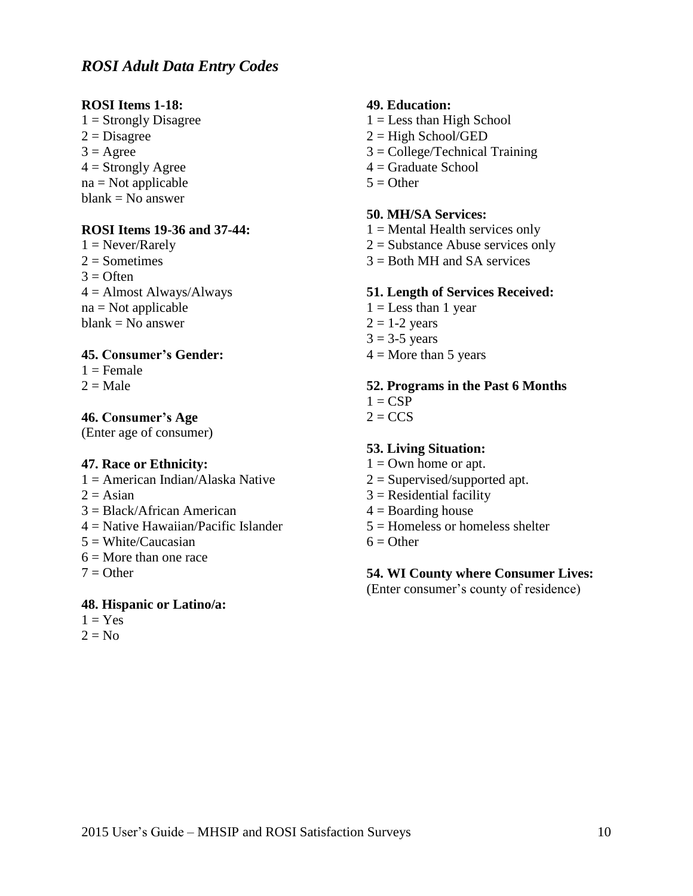## *ROSI Adult Data Entry Codes*

**ROSI Items 1-18:**
1 = Strongly Disagree
2 = Disagree
3 = Agree
4 = Strongly Agree
na = Not applicable
blank = No answer

**ROSI Items 19-36 and 37-44:**
1 = Never/Rarely
2 = Sometimes
3 = Often
4 = Almost Always/Always
na = Not applicable
blank = No answer

**45. Consumer's Gender:**
1 = Female
2 = Male

**46. Consumer's Age**
(Enter age of consumer)

**47. Race or Ethnicity:**
1 = American Indian/Alaska Native
2 = Asian
3 = Black/African American
4 = Native Hawaiian/Pacific Islander
5 = White/Caucasian
6 = More than one race
7 = Other

**48. Hispanic or Latino/a:**
1 = Yes
2 = No

**49. Education:**
1 = Less than High School
2 = High School/GED
3 = College/Technical Training
4 = Graduate School
5 = Other

**50. MH/SA Services:**
1 = Mental Health services only
2 = Substance Abuse services only
3 = Both MH and SA services

**51. Length of Services Received:**
1 = Less than 1 year
2 = 1-2 years
3 = 3-5 years
4 = More than 5 years

**52. Programs in the Past 6 Months**
1 = CSP
2 = CCS

**53. Living Situation:**
1 = Own home or apt.
2 = Supervised/supported apt.
3 = Residential facility
4 = Boarding house
5 = Homeless or homeless shelter
6 = Other

**54. WI County where Consumer Lives:**
(Enter consumer's county of residence)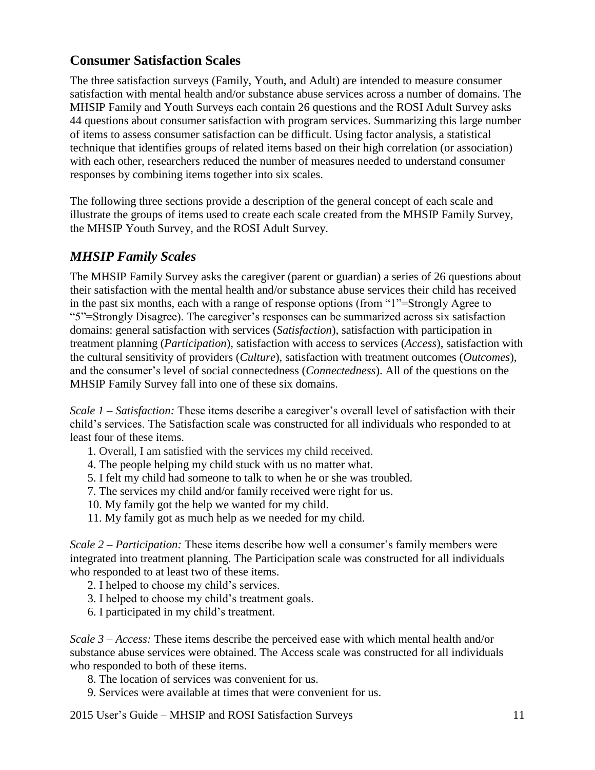## Consumer Satisfaction Scales

The three satisfaction surveys (Family, Youth, and Adult) are intended to measure consumer satisfaction with mental health and/or substance abuse services across a number of domains. The MHSIP Family and Youth Surveys each contain 26 questions and the ROSI Adult Survey asks 44 questions about consumer satisfaction with program services. Summarizing this large number of items to assess consumer satisfaction can be difficult. Using factor analysis, a statistical technique that identifies groups of related items based on their high correlation (or association) with each other, researchers reduced the number of measures needed to understand consumer responses by combining items together into six scales.

The following three sections provide a description of the general concept of each scale and illustrate the groups of items used to create each scale created from the MHSIP Family Survey, the MHSIP Youth Survey, and the ROSI Adult Survey.

### *MHSIP Family Scales*

The MHSIP Family Survey asks the caregiver (parent or guardian) a series of 26 questions about their satisfaction with the mental health and/or substance abuse services their child has received in the past six months, each with a range of response options (from "1"=Strongly Agree to "5"=Strongly Disagree). The caregiver's responses can be summarized across six satisfaction domains: general satisfaction with services (*Satisfaction*), satisfaction with participation in treatment planning (*Participation*), satisfaction with access to services (*Access*), satisfaction with the cultural sensitivity of providers (*Culture*), satisfaction with treatment outcomes (*Outcomes*), and the consumer's level of social connectedness (*Connectedness*). All of the questions on the MHSIP Family Survey fall into one of these six domains.

*Scale 1 – Satisfaction:* These items describe a caregiver's overall level of satisfaction with their child's services. The Satisfaction scale was constructed for all individuals who responded to at least four of these items.

1. Overall, I am satisfied with the services my child received.
4. The people helping my child stuck with us no matter what.
5. I felt my child had someone to talk to when he or she was troubled.
7. The services my child and/or family received were right for us.
10. My family got the help we wanted for my child.
11. My family got as much help as we needed for my child.

*Scale 2 – Participation:* These items describe how well a consumer's family members were integrated into treatment planning. The Participation scale was constructed for all individuals who responded to at least two of these items.

2. I helped to choose my child's services.
3. I helped to choose my child's treatment goals.
6. I participated in my child's treatment.

*Scale 3 – Access:* These items describe the perceived ease with which mental health and/or substance abuse services were obtained. The Access scale was constructed for all individuals who responded to both of these items.

8. The location of services was convenient for us.
9. Services were available at times that were convenient for us.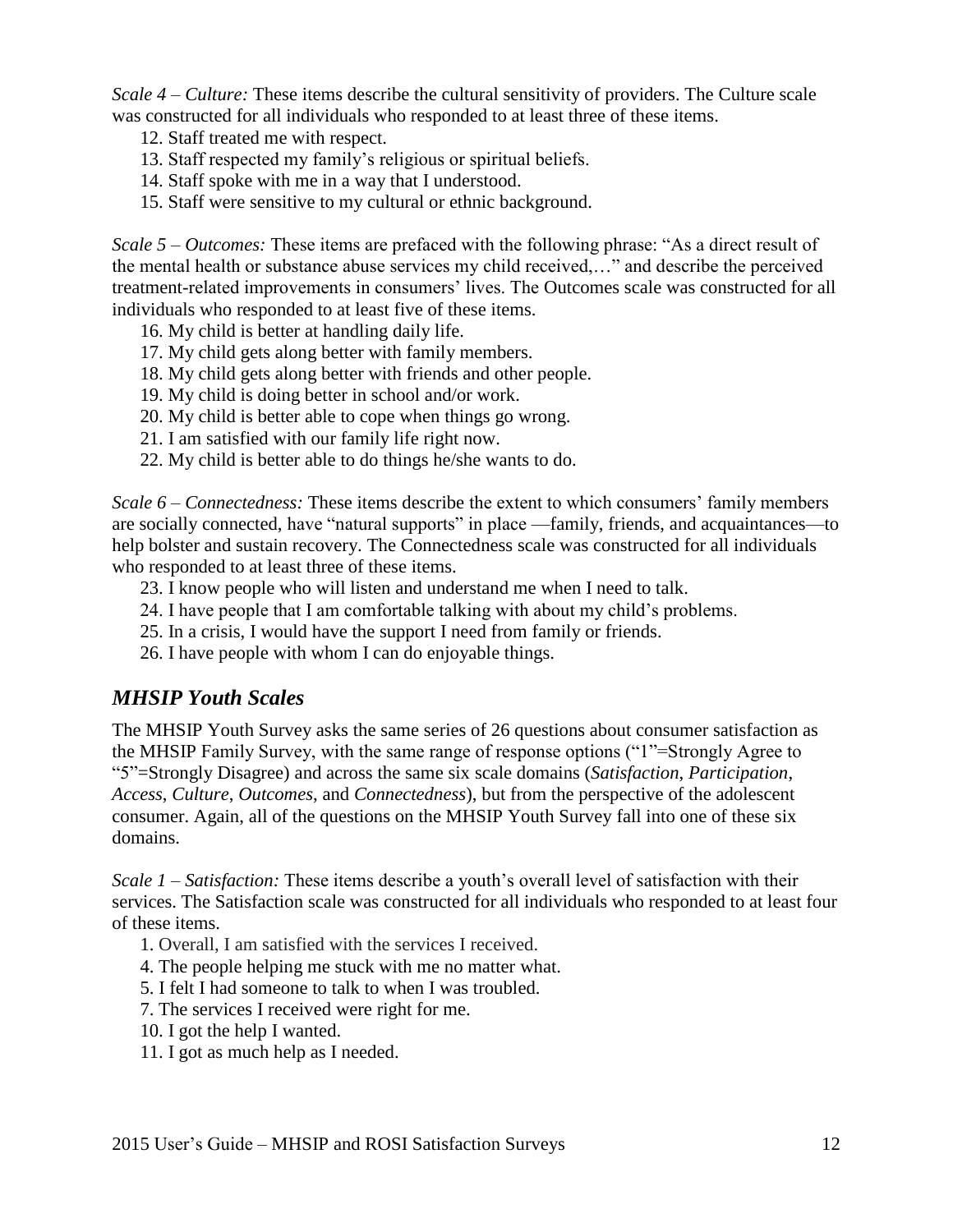*Scale 4 – Culture:* These items describe the cultural sensitivity of providers. The Culture scale was constructed for all individuals who responded to at least three of these items.

12. Staff treated me with respect.
13. Staff respected my family's religious or spiritual beliefs.
14. Staff spoke with me in a way that I understood.
15. Staff were sensitive to my cultural or ethnic background.

*Scale 5 – Outcomes:* These items are prefaced with the following phrase: "As a direct result of the mental health or substance abuse services my child received,…" and describe the perceived treatment-related improvements in consumers' lives. The Outcomes scale was constructed for all individuals who responded to at least five of these items.

16. My child is better at handling daily life.
17. My child gets along better with family members.
18. My child gets along better with friends and other people.
19. My child is doing better in school and/or work.
20. My child is better able to cope when things go wrong.
21. I am satisfied with our family life right now.
22. My child is better able to do things he/she wants to do.

*Scale 6 – Connectedness:* These items describe the extent to which consumers' family members are socially connected, have "natural supports" in place —family, friends, and acquaintances—to help bolster and sustain recovery. The Connectedness scale was constructed for all individuals who responded to at least three of these items.

23. I know people who will listen and understand me when I need to talk.
24. I have people that I am comfortable talking with about my child's problems.
25. In a crisis, I would have the support I need from family or friends.
26. I have people with whom I can do enjoyable things.

## *MHSIP Youth Scales*

The MHSIP Youth Survey asks the same series of 26 questions about consumer satisfaction as the MHSIP Family Survey, with the same range of response options ("1"=Strongly Agree to "5"=Strongly Disagree) and across the same six scale domains (*Satisfaction*, *Participation*, *Access*, *Culture*, *Outcomes*, and *Connectedness*), but from the perspective of the adolescent consumer. Again, all of the questions on the MHSIP Youth Survey fall into one of these six domains.

*Scale 1 – Satisfaction:* These items describe a youth's overall level of satisfaction with their services. The Satisfaction scale was constructed for all individuals who responded to at least four of these items.

1. Overall, I am satisfied with the services I received.
4. The people helping me stuck with me no matter what.
5. I felt I had someone to talk to when I was troubled.
7. The services I received were right for me.
10. I got the help I wanted.
11. I got as much help as I needed.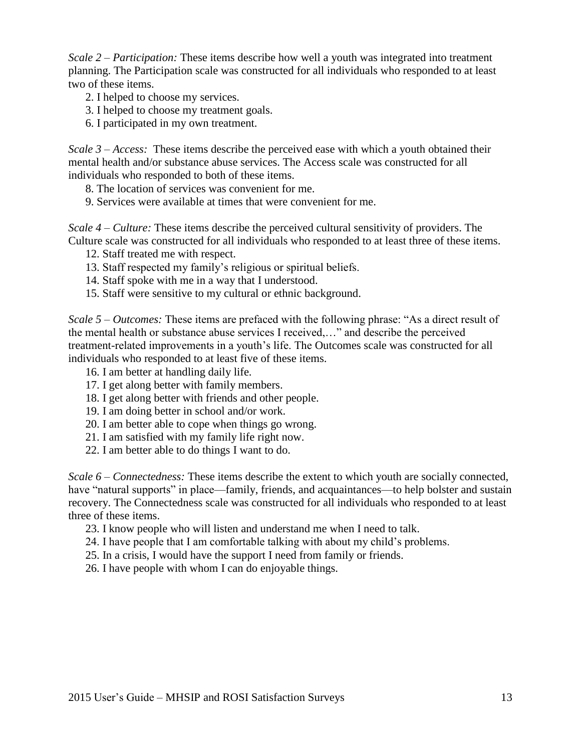*Scale 2 – Participation:* These items describe how well a youth was integrated into treatment planning. The Participation scale was constructed for all individuals who responded to at least two of these items.

2. I helped to choose my services.
3. I helped to choose my treatment goals.
6. I participated in my own treatment.

*Scale 3 – Access:* These items describe the perceived ease with which a youth obtained their mental health and/or substance abuse services. The Access scale was constructed for all individuals who responded to both of these items.

8. The location of services was convenient for me.
9. Services were available at times that were convenient for me.

*Scale 4 – Culture:* These items describe the perceived cultural sensitivity of providers. The Culture scale was constructed for all individuals who responded to at least three of these items.

12. Staff treated me with respect.
13. Staff respected my family's religious or spiritual beliefs.
14. Staff spoke with me in a way that I understood.
15. Staff were sensitive to my cultural or ethnic background.

*Scale 5 – Outcomes:* These items are prefaced with the following phrase: "As a direct result of the mental health or substance abuse services I received,…" and describe the perceived treatment-related improvements in a youth's life. The Outcomes scale was constructed for all individuals who responded to at least five of these items.

16. I am better at handling daily life.
17. I get along better with family members.
18. I get along better with friends and other people.
19. I am doing better in school and/or work.
20. I am better able to cope when things go wrong.
21. I am satisfied with my family life right now.
22. I am better able to do things I want to do.

*Scale 6 – Connectedness:* These items describe the extent to which youth are socially connected, have "natural supports" in place—family, friends, and acquaintances—to help bolster and sustain recovery. The Connectedness scale was constructed for all individuals who responded to at least three of these items.

23. I know people who will listen and understand me when I need to talk.
24. I have people that I am comfortable talking with about my child's problems.
25. In a crisis, I would have the support I need from family or friends.
26. I have people with whom I can do enjoyable things.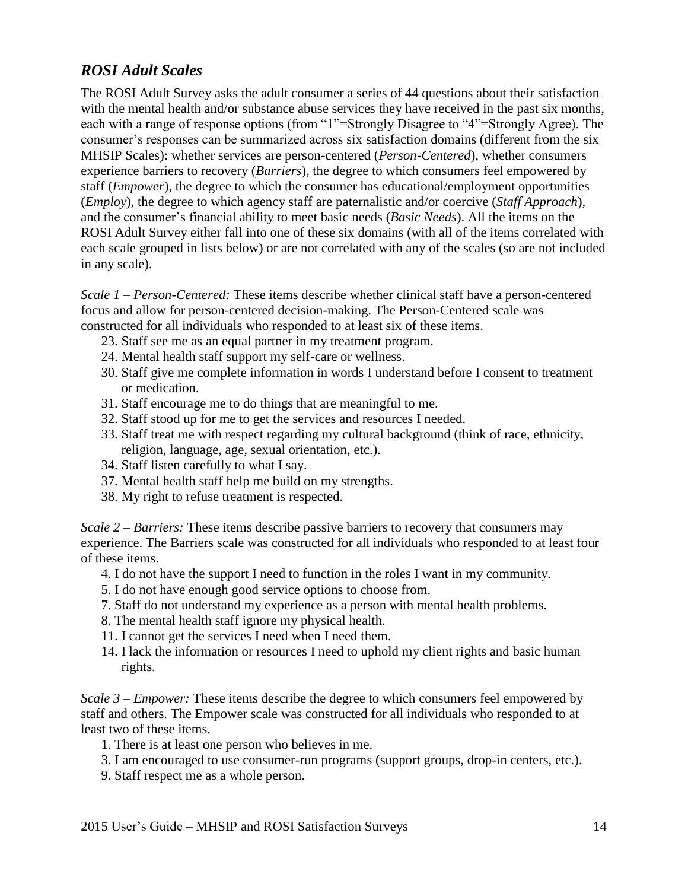## *ROSI Adult Scales*

The ROSI Adult Survey asks the adult consumer a series of 44 questions about their satisfaction with the mental health and/or substance abuse services they have received in the past six months, each with a range of response options (from "1"=Strongly Disagree to "4"=Strongly Agree). The consumer's responses can be summarized across six satisfaction domains (different from the six MHSIP Scales): whether services are person-centered (*Person-Centered*), whether consumers experience barriers to recovery (*Barriers*), the degree to which consumers feel empowered by staff (*Empower*), the degree to which the consumer has educational/employment opportunities (*Employ*), the degree to which agency staff are paternalistic and/or coercive (*Staff Approach*), and the consumer's financial ability to meet basic needs (*Basic Needs*). All the items on the ROSI Adult Survey either fall into one of these six domains (with all of the items correlated with each scale grouped in lists below) or are not correlated with any of the scales (so are not included in any scale).

*Scale 1 – Person-Centered:* These items describe whether clinical staff have a person-centered focus and allow for person-centered decision-making. The Person-Centered scale was constructed for all individuals who responded to at least six of these items.

23. Staff see me as an equal partner in my treatment program.
24. Mental health staff support my self-care or wellness.
30. Staff give me complete information in words I understand before I consent to treatment or medication.
31. Staff encourage me to do things that are meaningful to me.
32. Staff stood up for me to get the services and resources I needed.
33. Staff treat me with respect regarding my cultural background (think of race, ethnicity, religion, language, age, sexual orientation, etc.).
34. Staff listen carefully to what I say.
37. Mental health staff help me build on my strengths.
38. My right to refuse treatment is respected.

*Scale 2 – Barriers:* These items describe passive barriers to recovery that consumers may experience. The Barriers scale was constructed for all individuals who responded to at least four of these items.

4. I do not have the support I need to function in the roles I want in my community.
5. I do not have enough good service options to choose from.
7. Staff do not understand my experience as a person with mental health problems.
8. The mental health staff ignore my physical health.
11. I cannot get the services I need when I need them.
14. I lack the information or resources I need to uphold my client rights and basic human rights.

*Scale 3 – Empower:* These items describe the degree to which consumers feel empowered by staff and others. The Empower scale was constructed for all individuals who responded to at least two of these items.

1. There is at least one person who believes in me.
3. I am encouraged to use consumer-run programs (support groups, drop-in centers, etc.).
9. Staff respect me as a whole person.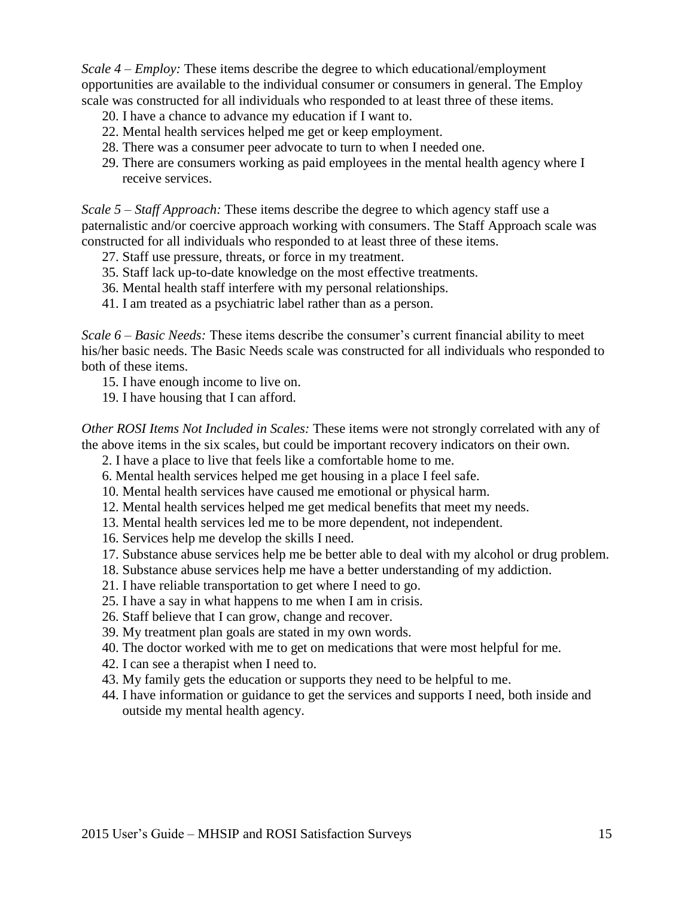*Scale 4 – Employ:* These items describe the degree to which educational/employment opportunities are available to the individual consumer or consumers in general. The Employ scale was constructed for all individuals who responded to at least three of these items.

20. I have a chance to advance my education if I want to.
22. Mental health services helped me get or keep employment.
28. There was a consumer peer advocate to turn to when I needed one.
29. There are consumers working as paid employees in the mental health agency where I receive services.

*Scale 5 – Staff Approach:* These items describe the degree to which agency staff use a paternalistic and/or coercive approach working with consumers. The Staff Approach scale was constructed for all individuals who responded to at least three of these items.

27. Staff use pressure, threats, or force in my treatment.
35. Staff lack up-to-date knowledge on the most effective treatments.
36. Mental health staff interfere with my personal relationships.
41. I am treated as a psychiatric label rather than as a person.

*Scale 6 – Basic Needs:* These items describe the consumer's current financial ability to meet his/her basic needs. The Basic Needs scale was constructed for all individuals who responded to both of these items.

15. I have enough income to live on.
19. I have housing that I can afford.

*Other ROSI Items Not Included in Scales:* These items were not strongly correlated with any of the above items in the six scales, but could be important recovery indicators on their own.

2. I have a place to live that feels like a comfortable home to me.
6. Mental health services helped me get housing in a place I feel safe.
10. Mental health services have caused me emotional or physical harm.
12. Mental health services helped me get medical benefits that meet my needs.
13. Mental health services led me to be more dependent, not independent.
16. Services help me develop the skills I need.
17. Substance abuse services help me be better able to deal with my alcohol or drug problem.
18. Substance abuse services help me have a better understanding of my addiction.
21. I have reliable transportation to get where I need to go.
25. I have a say in what happens to me when I am in crisis.
26. Staff believe that I can grow, change and recover.
39. My treatment plan goals are stated in my own words.
40. The doctor worked with me to get on medications that were most helpful for me.
42. I can see a therapist when I need to.
43. My family gets the education or supports they need to be helpful to me.
44. I have information or guidance to get the services and supports I need, both inside and outside my mental health agency.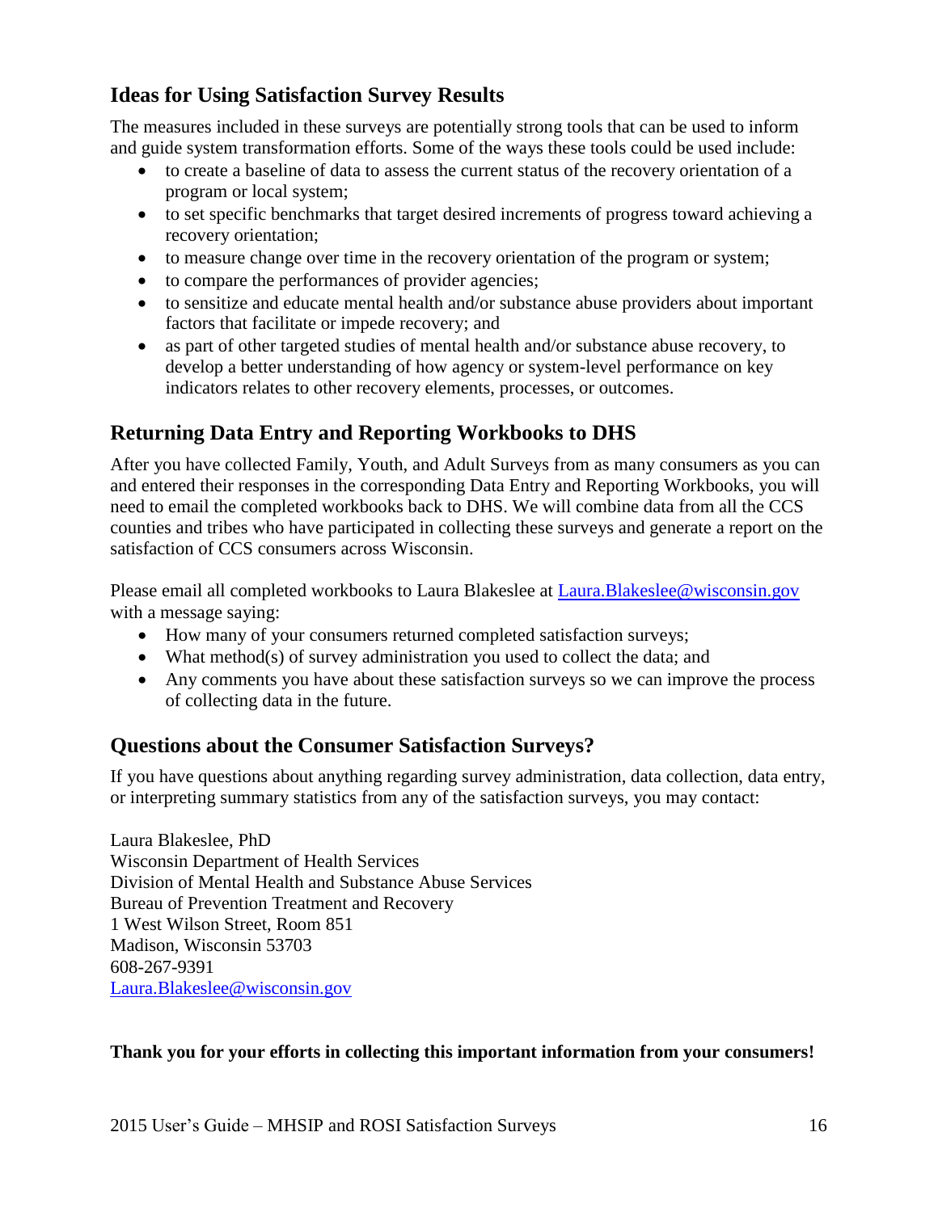## Ideas for Using Satisfaction Survey Results

The measures included in these surveys are potentially strong tools that can be used to inform and guide system transformation efforts. Some of the ways these tools could be used include:

- to create a baseline of data to assess the current status of the recovery orientation of a program or local system;
- to set specific benchmarks that target desired increments of progress toward achieving a recovery orientation;
- to measure change over time in the recovery orientation of the program or system;
- to compare the performances of provider agencies;
- to sensitize and educate mental health and/or substance abuse providers about important factors that facilitate or impede recovery; and
- as part of other targeted studies of mental health and/or substance abuse recovery, to develop a better understanding of how agency or system-level performance on key indicators relates to other recovery elements, processes, or outcomes.

## Returning Data Entry and Reporting Workbooks to DHS

After you have collected Family, Youth, and Adult Surveys from as many consumers as you can and entered their responses in the corresponding Data Entry and Reporting Workbooks, you will need to email the completed workbooks back to DHS. We will combine data from all the CCS counties and tribes who have participated in collecting these surveys and generate a report on the satisfaction of CCS consumers across Wisconsin.

Please email all completed workbooks to Laura Blakeslee at Laura.Blakeslee@wisconsin.gov with a message saying:

- How many of your consumers returned completed satisfaction surveys;
- What method(s) of survey administration you used to collect the data; and
- Any comments you have about these satisfaction surveys so we can improve the process of collecting data in the future.

## Questions about the Consumer Satisfaction Surveys?

If you have questions about anything regarding survey administration, data collection, data entry, or interpreting summary statistics from any of the satisfaction surveys, you may contact:

Laura Blakeslee, PhD
Wisconsin Department of Health Services
Division of Mental Health and Substance Abuse Services
Bureau of Prevention Treatment and Recovery
1 West Wilson Street, Room 851
Madison, Wisconsin 53703
608-267-9391
Laura.Blakeslee@wisconsin.gov

**Thank you for your efforts in collecting this important information from your consumers!**